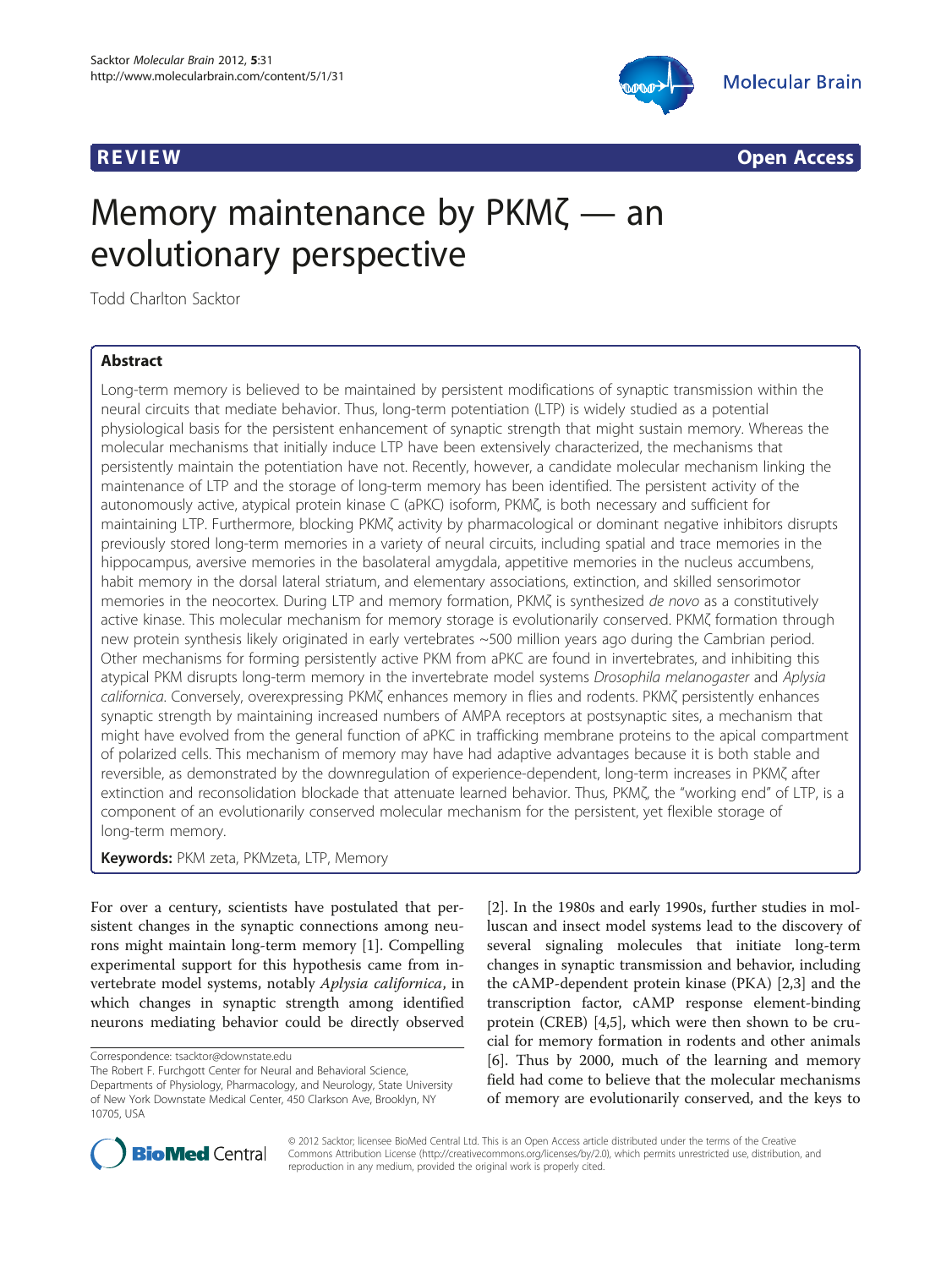REVIEW Open Access

# Memory maintenance by PKMζ — an evolutionary perspective

Todd Charlton Sacktor

## Abstract

Long-term memory is believed to be maintained by persistent modifications of synaptic transmission within the neural circuits that mediate behavior. Thus, long-term potentiation (LTP) is widely studied as a potential physiological basis for the persistent enhancement of synaptic strength that might sustain memory. Whereas the molecular mechanisms that initially induce LTP have been extensively characterized, the mechanisms that persistently maintain the potentiation have not. Recently, however, a candidate molecular mechanism linking the maintenance of LTP and the storage of long-term memory has been identified. The persistent activity of the autonomously active, atypical protein kinase C (aPKC) isoform, PKMζ, is both necessary and sufficient for maintaining LTP. Furthermore, blocking PKMζ activity by pharmacological or dominant negative inhibitors disrupts previously stored long-term memories in a variety of neural circuits, including spatial and trace memories in the hippocampus, aversive memories in the basolateral amygdala, appetitive memories in the nucleus accumbens, habit memory in the dorsal lateral striatum, and elementary associations, extinction, and skilled sensorimotor memories in the neocortex. During LTP and memory formation, PKMζ is synthesized *de novo* as a constitutively active kinase. This molecular mechanism for memory storage is evolutionarily conserved. PKMζ formation through new protein synthesis likely originated in early vertebrates ~500 million years ago during the Cambrian period. Other mechanisms for forming persistently active PKM from aPKC are found in invertebrates, and inhibiting this atypical PKM disrupts long-term memory in the invertebrate model systems *Drosophila melanogaster* and *Aplysia californica*. Conversely, overexpressing PKMζ enhances memory in flies and rodents. PKMζ persistently enhances synaptic strength by maintaining increased numbers of AMPA receptors at postsynaptic sites, a mechanism that might have evolved from the general function of aPKC in trafficking membrane proteins to the apical compartment of polarized cells. This mechanism of memory may have had adaptive advantages because it is both stable and reversible, as demonstrated by the downregulation of experience-dependent, long-term increases in PKMζ after extinction and reconsolidation blockade that attenuate learned behavior. Thus, PKMζ, the "working end" of LTP, is a component of an evolutionarily conserved molecular mechanism for the persistent, yet flexible storage of long-term memory.

**Keywords:** PKM zeta, PKMzeta, LTP, Memory

For over a century, scientists have postulated that persistent changes in the synaptic connections among neurons might maintain long-term memory [1]. Compelling experimental support for this hypothesis came from invertebrate model systems, notably *Aplysia californica*, in which changes in synaptic strength among identified neurons mediating behavior could be directly observed [2]. In the 1980s and early 1990s, further studies in molluscan and insect model systems lead to the discovery of several signaling molecules that initiate long-term changes in synaptic transmission and behavior, including the cAMP-dependent protein kinase (PKA) [2,3] and the transcription factor, cAMP response element-binding protein (CREB) [4,5], which were then shown to be crucial for memory formation in rodents and other animals [6]. Thus by 2000, much of the learning and memory field had come to believe that the molecular mechanisms of memory are evolutionarily conserved, and the keys to

Correspondence: tsacktor@downstate.edu
The Robert F. Furchgott Center for Neural and Behavioral Science, Departments of Physiology, Pharmacology, and Neurology, State University of New York Downstate Medical Center, 450 Clarkson Ave, Brooklyn, NY 10705, USA

© 2012 Sacktor; licensee BioMed Central Ltd. This is an Open Access article distributed under the terms of the Creative Commons Attribution License (http://creativecommons.org/licenses/by/2.0), which permits unrestricted use, distribution, and reproduction in any medium, provided the original work is properly cited.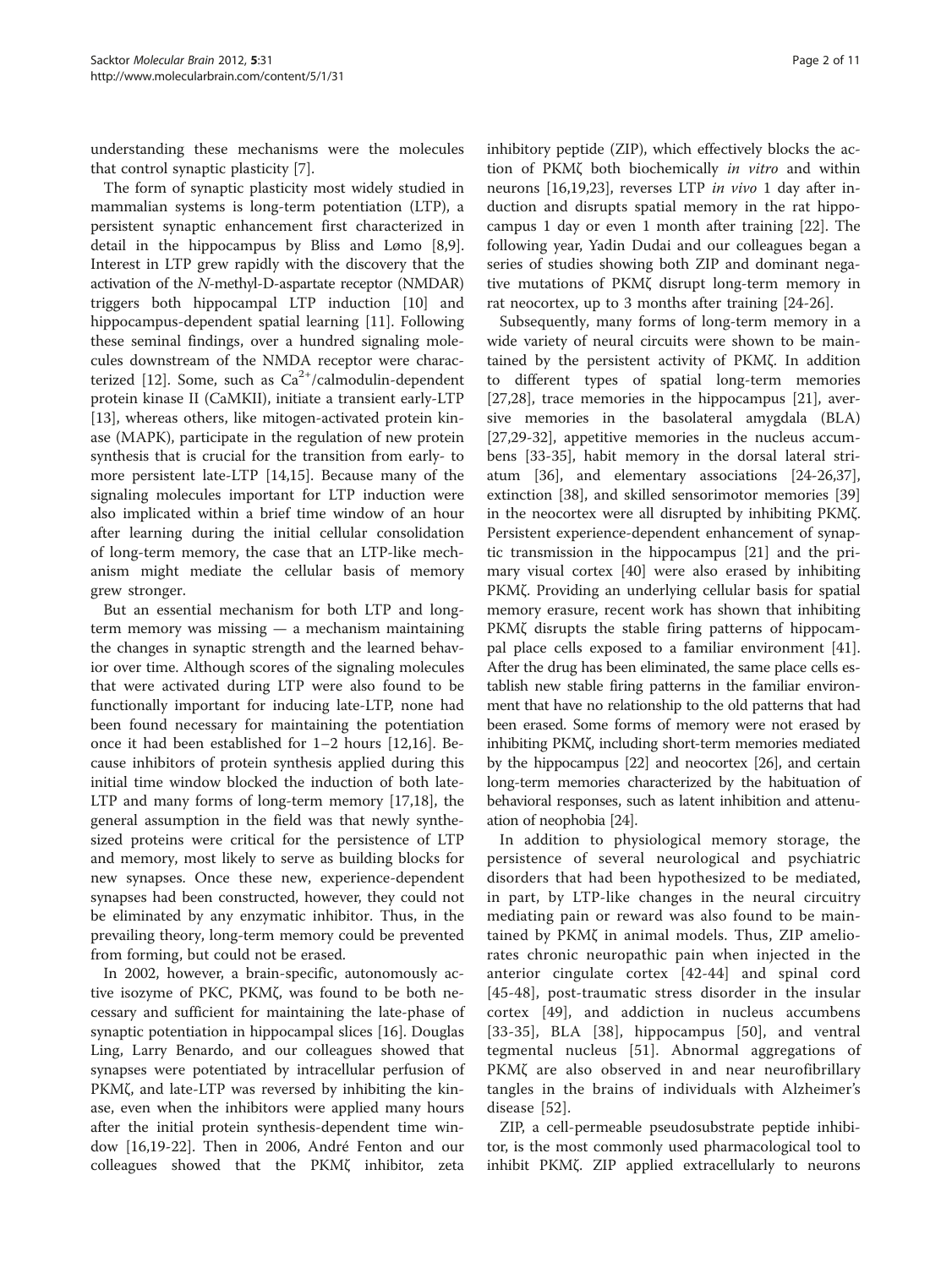understanding these mechanisms were the molecules that control synaptic plasticity [7].

The form of synaptic plasticity most widely studied in mammalian systems is long-term potentiation (LTP), a persistent synaptic enhancement first characterized in detail in the hippocampus by Bliss and Lømo [8,9]. Interest in LTP grew rapidly with the discovery that the activation of the *N*-methyl-D-aspartate receptor (NMDAR) triggers both hippocampal LTP induction [10] and hippocampus-dependent spatial learning [11]. Following these seminal findings, over a hundred signaling molecules downstream of the NMDA receptor were characterized [12]. Some, such as $Ca^{2+}$/calmodulin-dependent protein kinase II (CaMKII), initiate a transient early-LTP [13], whereas others, like mitogen-activated protein kinase (MAPK), participate in the regulation of new protein synthesis that is crucial for the transition from early- to more persistent late-LTP [14,15]. Because many of the signaling molecules important for LTP induction were also implicated within a brief time window of an hour after learning during the initial cellular consolidation of long-term memory, the case that an LTP-like mechanism might mediate the cellular basis of memory grew stronger.

But an essential mechanism for both LTP and long-term memory was missing — a mechanism maintaining the changes in synaptic strength and the learned behavior over time. Although scores of the signaling molecules that were activated during LTP were also found to be functionally important for inducing late-LTP, none had been found necessary for maintaining the potentiation once it had been established for 1–2 hours [12,16]. Because inhibitors of protein synthesis applied during this initial time window blocked the induction of both late-LTP and many forms of long-term memory [17,18], the general assumption in the field was that newly synthesized proteins were critical for the persistence of LTP and memory, most likely to serve as building blocks for new synapses. Once these new, experience-dependent synapses had been constructed, however, they could not be eliminated by any enzymatic inhibitor. Thus, in the prevailing theory, long-term memory could be prevented from forming, but could not be erased.

In 2002, however, a brain-specific, autonomously active isozyme of PKC, PKMζ, was found to be both necessary and sufficient for maintaining the late-phase of synaptic potentiation in hippocampal slices [16]. Douglas Ling, Larry Benardo, and our colleagues showed that synapses were potentiated by intracellular perfusion of PKMζ, and late-LTP was reversed by inhibiting the kinase, even when the inhibitors were applied many hours after the initial protein synthesis-dependent time window [16,19-22]. Then in 2006, André Fenton and our colleagues showed that the PKMζ inhibitor, zeta inhibitory peptide (ZIP), which effectively blocks the action of PKMζ both biochemically *in vitro* and within neurons [16,19,23], reverses LTP *in vivo* 1 day after induction and disrupts spatial memory in the rat hippocampus 1 day or even 1 month after training [22]. The following year, Yadin Dudai and our colleagues began a series of studies showing both ZIP and dominant negative mutations of PKMζ disrupt long-term memory in rat neocortex, up to 3 months after training [24-26].

Subsequently, many forms of long-term memory in a wide variety of neural circuits were shown to be maintained by the persistent activity of PKMζ. In addition to different types of spatial long-term memories [27,28], trace memories in the hippocampus [21], aversive memories in the basolateral amygdala (BLA) [27,29-32], appetitive memories in the nucleus accumbens [33-35], habit memory in the dorsal lateral striatum [36], and elementary associations [24-26,37], extinction [38], and skilled sensorimotor memories [39] in the neocortex were all disrupted by inhibiting PKMζ. Persistent experience-dependent enhancement of synaptic transmission in the hippocampus [21] and the primary visual cortex [40] were also erased by inhibiting PKMζ. Providing an underlying cellular basis for spatial memory erasure, recent work has shown that inhibiting PKMζ disrupts the stable firing patterns of hippocampal place cells exposed to a familiar environment [41]. After the drug has been eliminated, the same place cells establish new stable firing patterns in the familiar environment that have no relationship to the old patterns that had been erased. Some forms of memory were not erased by inhibiting PKMζ, including short-term memories mediated by the hippocampus [22] and neocortex [26], and certain long-term memories characterized by the habituation of behavioral responses, such as latent inhibition and attenuation of neophobia [24].

In addition to physiological memory storage, the persistence of several neurological and psychiatric disorders that had been hypothesized to be mediated, in part, by LTP-like changes in the neural circuitry mediating pain or reward was also found to be maintained by PKMζ in animal models. Thus, ZIP ameliorates chronic neuropathic pain when injected in the anterior cingulate cortex [42-44] and spinal cord [45-48], post-traumatic stress disorder in the insular cortex [49], and addiction in nucleus accumbens [33-35], BLA [38], hippocampus [50], and ventral tegmental nucleus [51]. Abnormal aggregations of PKMζ are also observed in and near neurofibrillary tangles in the brains of individuals with Alzheimer's disease [52].

ZIP, a cell-permeable pseudosubstrate peptide inhibitor, is the most commonly used pharmacological tool to inhibit PKMζ. ZIP applied extracellularly to neurons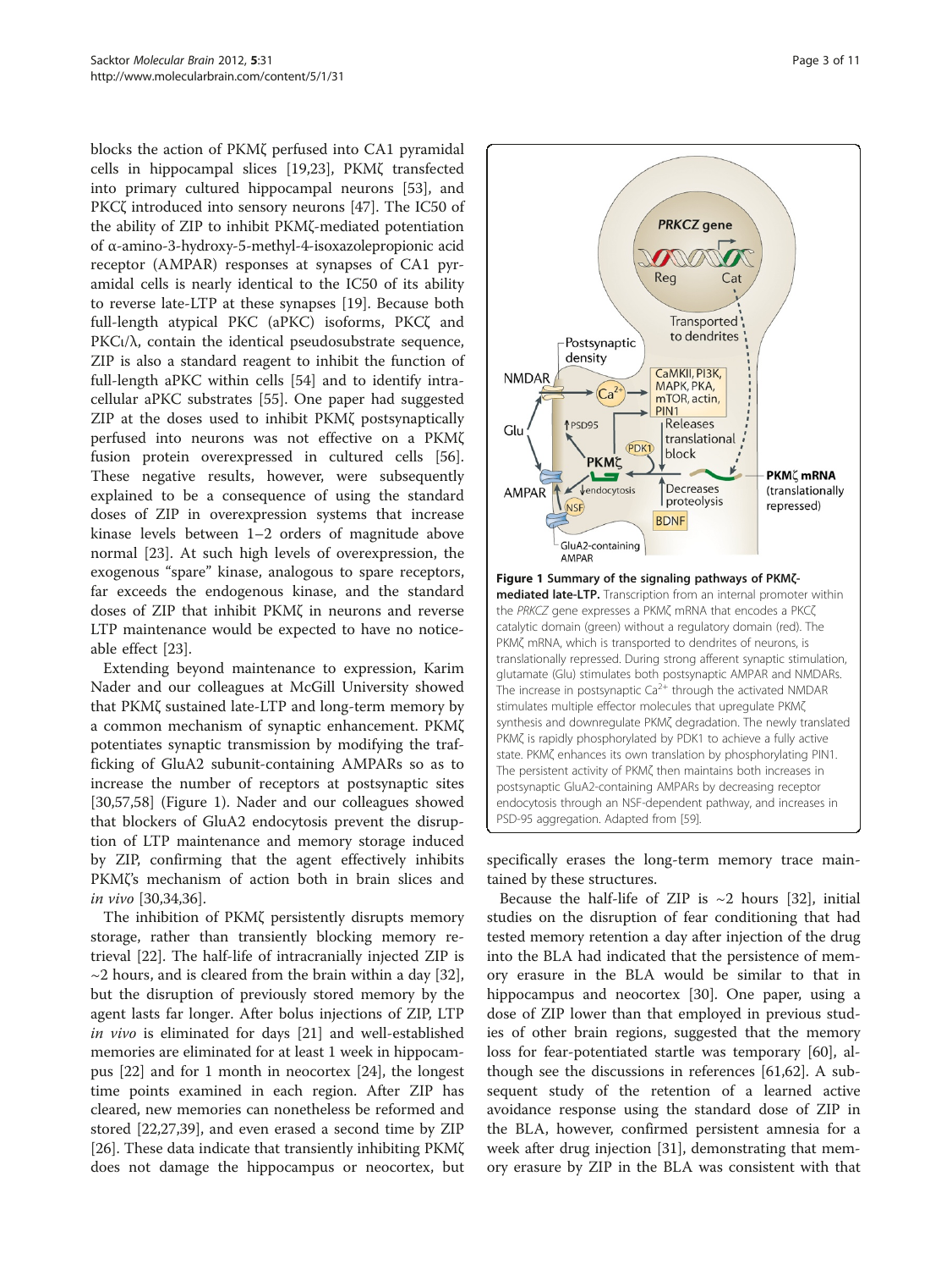blocks the action of PKMζ perfused into CA1 pyramidal cells in hippocampal slices [19,23], PKMζ transfected into primary cultured hippocampal neurons [53], and PKCζ introduced into sensory neurons [47]. The IC50 of the ability of ZIP to inhibit PKMζ-mediated potentiation of α-amino-3-hydroxy-5-methyl-4-isoxazolepropionic acid receptor (AMPAR) responses at synapses of CA1 pyramidal cells is nearly identical to the IC50 of its ability to reverse late-LTP at these synapses [19]. Because both full-length atypical PKC (aPKC) isoforms, PKCζ and PKCι/λ, contain the identical pseudosubstrate sequence, ZIP is also a standard reagent to inhibit the function of full-length aPKC within cells [54] and to identify intracellular aPKC substrates [55]. One paper had suggested ZIP at the doses used to inhibit PKMζ postsynaptically perfused into neurons was not effective on a PKMζ fusion protein overexpressed in cultured cells [56]. These negative results, however, were subsequently explained to be a consequence of using the standard doses of ZIP in overexpression systems that increase kinase levels between 1–2 orders of magnitude above normal [23]. At such high levels of overexpression, the exogenous "spare" kinase, analogous to spare receptors, far exceeds the endogenous kinase, and the standard doses of ZIP that inhibit PKMζ in neurons and reverse LTP maintenance would be expected to have no noticeable effect [23].

Extending beyond maintenance to expression, Karim Nader and our colleagues at McGill University showed that PKMζ sustained late-LTP and long-term memory by a common mechanism of synaptic enhancement. PKMζ potentiates synaptic transmission by modifying the trafficking of GluA2 subunit-containing AMPARs so as to increase the number of receptors at postsynaptic sites [30,57,58] (Figure 1). Nader and our colleagues showed that blockers of GluA2 endocytosis prevent the disruption of LTP maintenance and memory storage induced by ZIP, confirming that the agent effectively inhibits PKMζ's mechanism of action both in brain slices and *in vivo* [30,34,36].

The inhibition of PKMζ persistently disrupts memory storage, rather than transiently blocking memory retrieval [22]. The half-life of intracranially injected ZIP is ~2 hours, and is cleared from the brain within a day [32], but the disruption of previously stored memory by the agent lasts far longer. After bolus injections of ZIP, LTP *in vivo* is eliminated for days [21] and well-established memories are eliminated for at least 1 week in hippocampus [22] and for 1 month in neocortex [24], the longest time points examined in each region. After ZIP has cleared, new memories can nonetheless be reformed and stored [22,27,39], and even erased a second time by ZIP [26]. These data indicate that transiently inhibiting PKMζ does not damage the hippocampus or neocortex, but specifically erases the long-term memory trace maintained by these structures.

**Figure 1 Summary of the signaling pathways of PKMζ-mediated late-LTP.** Transcription from an internal promoter within the *PRKCZ* gene expresses a PKMζ mRNA that encodes a PKCζ catalytic domain (green) without a regulatory domain (red). The PKMζ mRNA, which is transported to dendrites of neurons, is translationally repressed. During strong afferent synaptic stimulation, glutamate (Glu) stimulates both postsynaptic AMPAR and NMDARs. The increase in postsynaptic $Ca^{2+}$ through the activated NMDAR stimulates multiple effector molecules that upregulate PKMζ synthesis and downregulate PKMζ degradation. The newly translated PKMζ is rapidly phosphorylated by PDK1 to achieve a fully active state. PKMζ enhances its own translation by phosphorylating PIN1. The persistent activity of PKMζ then maintains both increases in postsynaptic GluA2-containing AMPARs by decreasing receptor endocytosis through an NSF-dependent pathway, and increases in PSD-95 aggregation. Adapted from [59].

Because the half-life of ZIP is ~2 hours [32], initial studies on the disruption of fear conditioning that had tested memory retention a day after injection of the drug into the BLA had indicated that the persistence of memory erasure in the BLA would be similar to that in hippocampus and neocortex [30]. One paper, using a dose of ZIP lower than that employed in previous studies of other brain regions, suggested that the memory loss for fear-potentiated startle was temporary [60], although see the discussions in references [61,62]. A subsequent study of the retention of a learned active avoidance response using the standard dose of ZIP in the BLA, however, confirmed persistent amnesia for a week after drug injection [31], demonstrating that memory erasure by ZIP in the BLA was consistent with that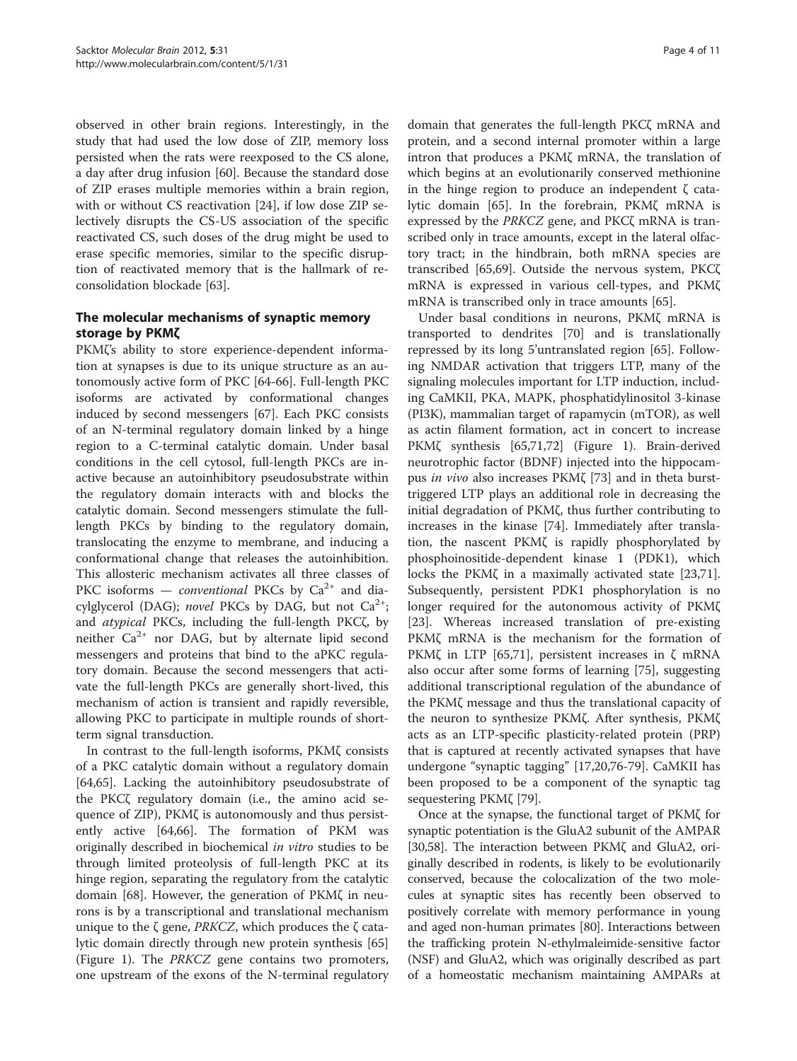observed in other brain regions. Interestingly, in the study that had used the low dose of ZIP, memory loss persisted when the rats were reexposed to the CS alone, a day after drug infusion [60]. Because the standard dose of ZIP erases multiple memories within a brain region, with or without CS reactivation [24], if low dose ZIP selectively disrupts the CS-US association of the specific reactivated CS, such doses of the drug might be used to erase specific memories, similar to the specific disruption of reactivated memory that is the hallmark of reconsolidation blockade [63].

## The molecular mechanisms of synaptic memory storage by PKMζ

PKMζ's ability to store experience-dependent information at synapses is due to its unique structure as an autonomously active form of PKC [64-66]. Full-length PKC isoforms are activated by conformational changes induced by second messengers [67]. Each PKC consists of an N-terminal regulatory domain linked by a hinge region to a C-terminal catalytic domain. Under basal conditions in the cell cytosol, full-length PKCs are inactive because an autoinhibitory pseudosubstrate within the regulatory domain interacts with and blocks the catalytic domain. Second messengers stimulate the full-length PKCs by binding to the regulatory domain, translocating the enzyme to membrane, and inducing a conformational change that releases the autoinhibition. This allosteric mechanism activates all three classes of PKC isoforms — *conventional* PKCs by $Ca^{2+}$ and diacylglycerol (DAG); *novel* PKCs by DAG, but not $Ca^{2+}$; and *atypical* PKCs, including the full-length PKCζ, by neither $Ca^{2+}$ nor DAG, but by alternate lipid second messengers and proteins that bind to the aPKC regulatory domain. Because the second messengers that activate the full-length PKCs are generally short-lived, this mechanism of action is transient and rapidly reversible, allowing PKC to participate in multiple rounds of short-term signal transduction.

In contrast to the full-length isoforms, PKMζ consists of a PKC catalytic domain without a regulatory domain [64,65]. Lacking the autoinhibitory pseudosubstrate of the PKCζ regulatory domain (i.e., the amino acid sequence of ZIP), PKMζ is autonomously and thus persistently active [64,66]. The formation of PKM was originally described in biochemical *in vitro* studies to be through limited proteolysis of full-length PKC at its hinge region, separating the regulatory from the catalytic domain [68]. However, the generation of PKMζ in neurons is by a transcriptional and translational mechanism unique to the ζ gene, *PRKCZ*, which produces the ζ catalytic domain directly through new protein synthesis [65] (Figure 1). The *PRKCZ* gene contains two promoters, one upstream of the exons of the N-terminal regulatory domain that generates the full-length PKCζ mRNA and protein, and a second internal promoter within a large intron that produces a PKMζ mRNA, the translation of which begins at an evolutionarily conserved methionine in the hinge region to produce an independent ζ catalytic domain [65]. In the forebrain, PKMζ mRNA is expressed by the *PRKCZ* gene, and PKCζ mRNA is transcribed only in trace amounts, except in the lateral olfactory tract; in the hindbrain, both mRNA species are transcribed [65,69]. Outside the nervous system, PKCζ mRNA is expressed in various cell-types, and PKMζ mRNA is transcribed only in trace amounts [65].

Under basal conditions in neurons, PKMζ mRNA is transported to dendrites [70] and is translationally repressed by its long 5'untranslated region [65]. Following NMDAR activation that triggers LTP, many of the signaling molecules important for LTP induction, including CaMKII, PKA, MAPK, phosphatidylinositol 3-kinase (PI3K), mammalian target of rapamycin (mTOR), as well as actin filament formation, act in concert to increase PKMζ synthesis [65,71,72] (Figure 1). Brain-derived neurotrophic factor (BDNF) injected into the hippocampus *in vivo* also increases PKMζ [73] and in theta burst-triggered LTP plays an additional role in decreasing the initial degradation of PKMζ, thus further contributing to increases in the kinase [74]. Immediately after translation, the nascent PKMζ is rapidly phosphorylated by phosphoinositide-dependent kinase 1 (PDK1), which locks the PKMζ in a maximally activated state [23,71]. Subsequently, persistent PDK1 phosphorylation is no longer required for the autonomous activity of PKMζ [23]. Whereas increased translation of pre-existing PKMζ mRNA is the mechanism for the formation of PKMζ in LTP [65,71], persistent increases in ζ mRNA also occur after some forms of learning [75], suggesting additional transcriptional regulation of the abundance of the PKMζ message and thus the translational capacity of the neuron to synthesize PKMζ. After synthesis, PKMζ acts as an LTP-specific plasticity-related protein (PRP) that is captured at recently activated synapses that have undergone "synaptic tagging" [17,20,76-79]. CaMKII has been proposed to be a component of the synaptic tag sequestering PKMζ [79].

Once at the synapse, the functional target of PKMζ for synaptic potentiation is the GluA2 subunit of the AMPAR [30,58]. The interaction between PKMζ and GluA2, originally described in rodents, is likely to be evolutionarily conserved, because the colocalization of the two molecules at synaptic sites has recently been observed to positively correlate with memory performance in young and aged non-human primates [80]. Interactions between the trafficking protein N-ethylmaleimide-sensitive factor (NSF) and GluA2, which was originally described as part of a homeostatic mechanism maintaining AMPARs at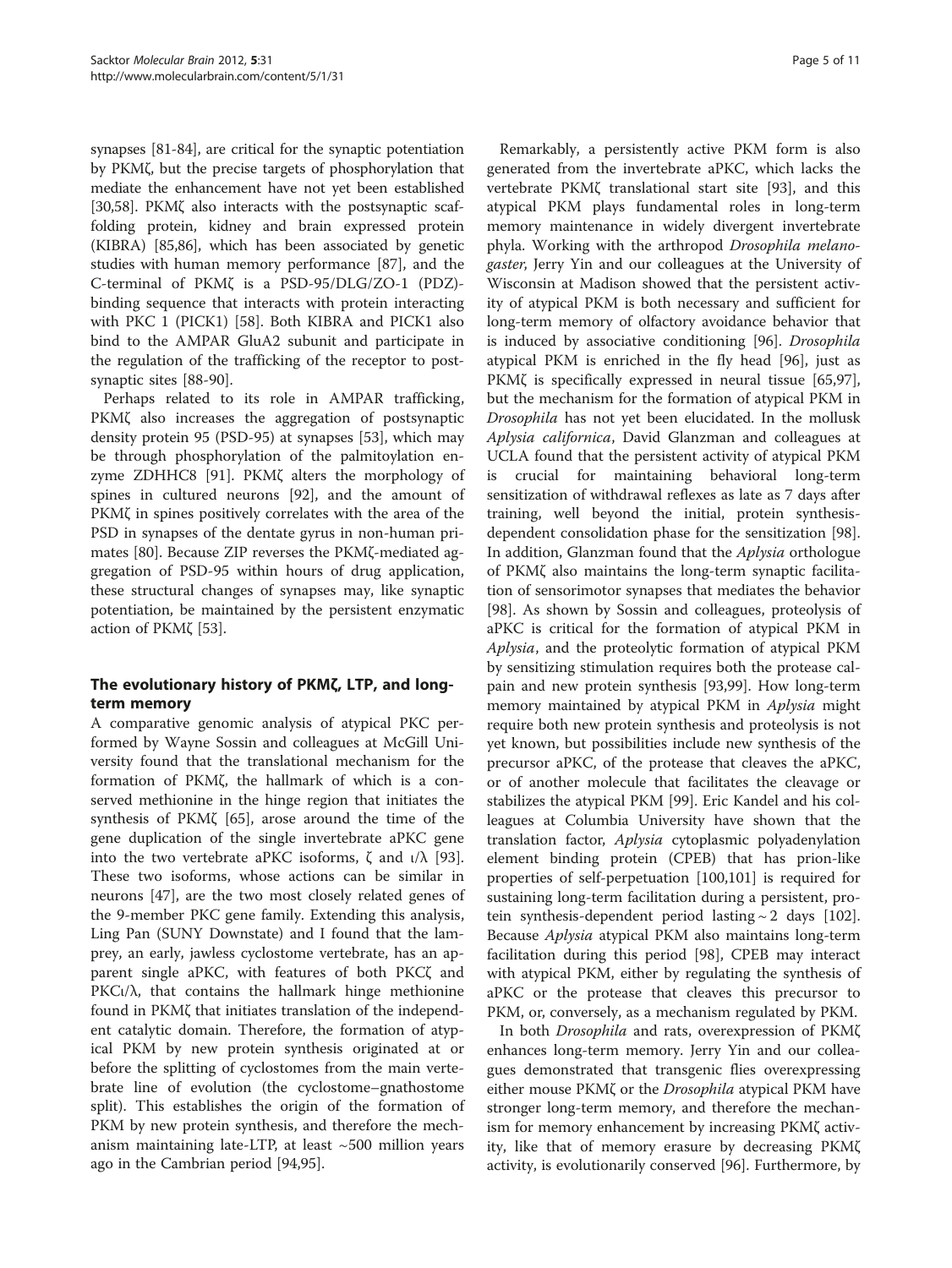synapses [81-84], are critical for the synaptic potentiation by PKMζ, but the precise targets of phosphorylation that mediate the enhancement have not yet been established [30,58]. PKMζ also interacts with the postsynaptic scaffolding protein, kidney and brain expressed protein (KIBRA) [85,86], which has been associated by genetic studies with human memory performance [87], and the C-terminal of PKMζ is a PSD-95/DLG/ZO-1 (PDZ)-binding sequence that interacts with protein interacting with PKC 1 (PICK1) [58]. Both KIBRA and PICK1 also bind to the AMPAR GluA2 subunit and participate in the regulation of the trafficking of the receptor to postsynaptic sites [88-90].

Perhaps related to its role in AMPAR trafficking, PKMζ also increases the aggregation of postsynaptic density protein 95 (PSD-95) at synapses [53], which may be through phosphorylation of the palmitoylation enzyme ZDHHC8 [91]. PKMζ alters the morphology of spines in cultured neurons [92], and the amount of PKMζ in spines positively correlates with the area of the PSD in synapses of the dentate gyrus in non-human primates [80]. Because ZIP reverses the PKMζ-mediated aggregation of PSD-95 within hours of drug application, these structural changes of synapses may, like synaptic potentiation, be maintained by the persistent enzymatic action of PKMζ [53].

## The evolutionary history of PKMζ, LTP, and long-term memory

A comparative genomic analysis of atypical PKC performed by Wayne Sossin and colleagues at McGill University found that the translational mechanism for the formation of PKMζ, the hallmark of which is a conserved methionine in the hinge region that initiates the synthesis of PKMζ [65], arose around the time of the gene duplication of the single invertebrate aPKC gene into the two vertebrate aPKC isoforms, ζ and ι/λ [93]. These two isoforms, whose actions can be similar in neurons [47], are the two most closely related genes of the 9-member PKC gene family. Extending this analysis, Ling Pan (SUNY Downstate) and I found that the lamprey, an early, jawless cyclostome vertebrate, has an apparent single aPKC, with features of both PKCζ and PKCι/λ, that contains the hallmark hinge methionine found in PKMζ that initiates translation of the independent catalytic domain. Therefore, the formation of atypical PKM by new protein synthesis originated at or before the splitting of cyclostomes from the main vertebrate line of evolution (the cyclostome–gnathostome split). This establishes the origin of the formation of PKM by new protein synthesis, and therefore the mechanism maintaining late-LTP, at least ~500 million years ago in the Cambrian period [94,95].

Remarkably, a persistently active PKM form is also generated from the invertebrate aPKC, which lacks the vertebrate PKMζ translational start site [93], and this atypical PKM plays fundamental roles in long-term memory maintenance in widely divergent invertebrate phyla. Working with the arthropod *Drosophila melanogaster*, Jerry Yin and our colleagues at the University of Wisconsin at Madison showed that the persistent activity of atypical PKM is both necessary and sufficient for long-term memory of olfactory avoidance behavior that is induced by associative conditioning [96]. *Drosophila* atypical PKM is enriched in the fly head [96], just as PKMζ is specifically expressed in neural tissue [65,97], but the mechanism for the formation of atypical PKM in *Drosophila* has not yet been elucidated. In the mollusk *Aplysia californica*, David Glanzman and colleagues at UCLA found that the persistent activity of atypical PKM is crucial for maintaining behavioral long-term sensitization of withdrawal reflexes as late as 7 days after training, well beyond the initial, protein synthesis-dependent consolidation phase for the sensitization [98]. In addition, Glanzman found that the *Aplysia* orthologue of PKMζ also maintains the long-term synaptic facilitation of sensorimotor synapses that mediates the behavior [98]. As shown by Sossin and colleagues, proteolysis of aPKC is critical for the formation of atypical PKM in *Aplysia*, and the proteolytic formation of atypical PKM by sensitizing stimulation requires both the protease calpain and new protein synthesis [93,99]. How long-term memory maintained by atypical PKM in *Aplysia* might require both new protein synthesis and proteolysis is not yet known, but possibilities include new synthesis of the precursor aPKC, of the protease that cleaves the aPKC, or of another molecule that facilitates the cleavage or stabilizes the atypical PKM [99]. Eric Kandel and his colleagues at Columbia University have shown that the translation factor, *Aplysia* cytoplasmic polyadenylation element binding protein (CPEB) that has prion-like properties of self-perpetuation [100,101] is required for sustaining long-term facilitation during a persistent, protein synthesis-dependent period lasting ~ 2 days [102]. Because *Aplysia* atypical PKM also maintains long-term facilitation during this period [98], CPEB may interact with atypical PKM, either by regulating the synthesis of aPKC or the protease that cleaves this precursor to PKM, or, conversely, as a mechanism regulated by PKM.

In both *Drosophila* and rats, overexpression of PKMζ enhances long-term memory. Jerry Yin and our colleagues demonstrated that transgenic flies overexpressing either mouse PKMζ or the *Drosophila* atypical PKM have stronger long-term memory, and therefore the mechanism for memory enhancement by increasing PKMζ activity, like that of memory erasure by decreasing PKMζ activity, is evolutionarily conserved [96]. Furthermore, by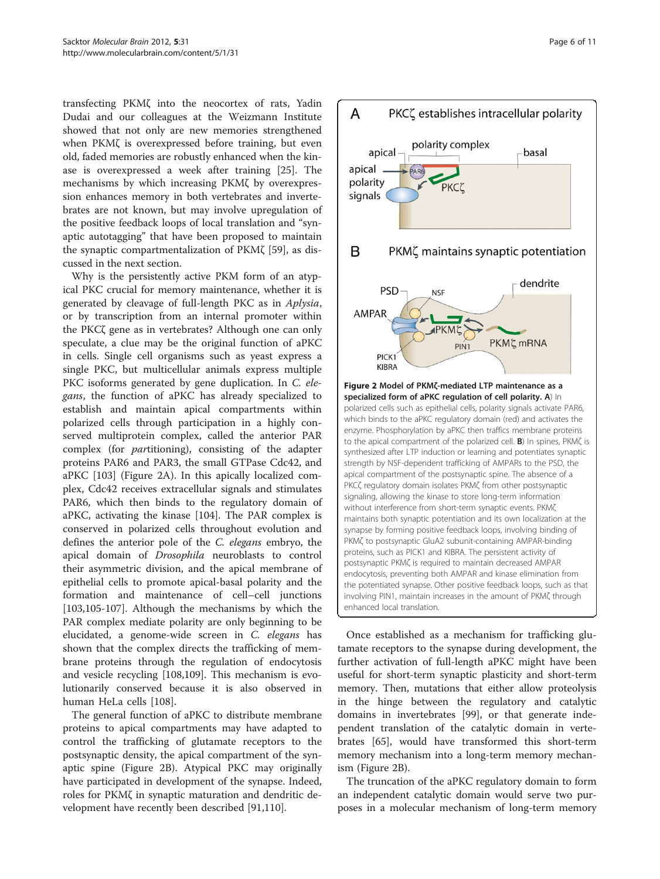transfecting PKMζ into the neocortex of rats, Yadin Dudai and our colleagues at the Weizmann Institute showed that not only are new memories strengthened when PKMζ is overexpressed before training, but even old, faded memories are robustly enhanced when the kinase is overexpressed a week after training [25]. The mechanisms by which increasing PKMζ by overexpression enhances memory in both vertebrates and invertebrates are not known, but may involve upregulation of the positive feedback loops of local translation and "synaptic autotagging" that have been proposed to maintain the synaptic compartmentalization of PKMζ [59], as discussed in the next section.

Why is the persistently active PKM form of an atypical PKC crucial for memory maintenance, whether it is generated by cleavage of full-length PKC as in *Aplysia*, or by transcription from an internal promoter within the PKCζ gene as in vertebrates? Although one can only speculate, a clue may be the original function of aPKC in cells. Single cell organisms such as yeast express a single PKC, but multicellular animals express multiple PKC isoforms generated by gene duplication. In *C. elegans*, the function of aPKC has already specialized to establish and maintain apical compartments within polarized cells through participation in a highly conserved multiprotein complex, called the anterior PAR complex (for *par*titioning), consisting of the adapter proteins PAR6 and PAR3, the small GTPase Cdc42, and aPKC [103] (Figure 2A). In this apically localized complex, Cdc42 receives extracellular signals and stimulates PAR6, which then binds to the regulatory domain of aPKC, activating the kinase [104]. The PAR complex is conserved in polarized cells throughout evolution and defines the anterior pole of the *C. elegans* embryo, the apical domain of *Drosophila* neuroblasts to control their asymmetric division, and the apical membrane of epithelial cells to promote apical-basal polarity and the formation and maintenance of cell–cell junctions [103,105-107]. Although the mechanisms by which the PAR complex mediate polarity are only beginning to be elucidated, a genome-wide screen in *C. elegans* has shown that the complex directs the trafficking of membrane proteins through the regulation of endocytosis and vesicle recycling [108,109]. This mechanism is evolutionarily conserved because it is also observed in human HeLa cells [108].

The general function of aPKC to distribute membrane proteins to apical compartments may have adapted to control the trafficking of glutamate receptors to the postsynaptic density, the apical compartment of the synaptic spine (Figure 2B). Atypical PKC may originally have participated in development of the synapse. Indeed, roles for PKMζ in synaptic maturation and dendritic development have recently been described [91,110].

**Figure 2 Model of PKMζ-mediated LTP maintenance as a specialized form of aPKC regulation of cell polarity. A**) In polarized cells such as epithelial cells, polarity signals activate PAR6, which binds to the aPKC regulatory domain (red) and activates the enzyme. Phosphorylation by aPKC then traffics membrane proteins to the apical compartment of the polarized cell. **B**) In spines, PKMζ is synthesized after LTP induction or learning and potentiates synaptic strength by NSF-dependent trafficking of AMPARs to the PSD, the apical compartment of the postsynaptic spine. The absence of a PKCζ regulatory domain isolates PKMζ from other postsynaptic signaling, allowing the kinase to store long-term information without interference from short-term synaptic events. PKMζ maintains both synaptic potentiation and its own localization at the synapse by forming positive feedback loops, involving binding of PKMζ to postsynaptic GluA2 subunit-containing AMPAR-binding proteins, such as PICK1 and KIBRA. The persistent activity of postsynaptic PKMζ is required to maintain decreased AMPAR endocytosis, preventing both AMPAR and kinase elimination from the potentiated synapse. Other positive feedback loops, such as that involving PIN1, maintain increases in the amount of PKMζ through enhanced local translation.

Once established as a mechanism for trafficking glutamate receptors to the synapse during development, the further activation of full-length aPKC might have been useful for short-term synaptic plasticity and short-term memory. Then, mutations that either allow proteolysis in the hinge between the regulatory and catalytic domains in invertebrates [99], or that generate independent translation of the catalytic domain in vertebrates [65], would have transformed this short-term memory mechanism into a long-term memory mechanism (Figure 2B).

The truncation of the aPKC regulatory domain to form an independent catalytic domain would serve two purposes in a molecular mechanism of long-term memory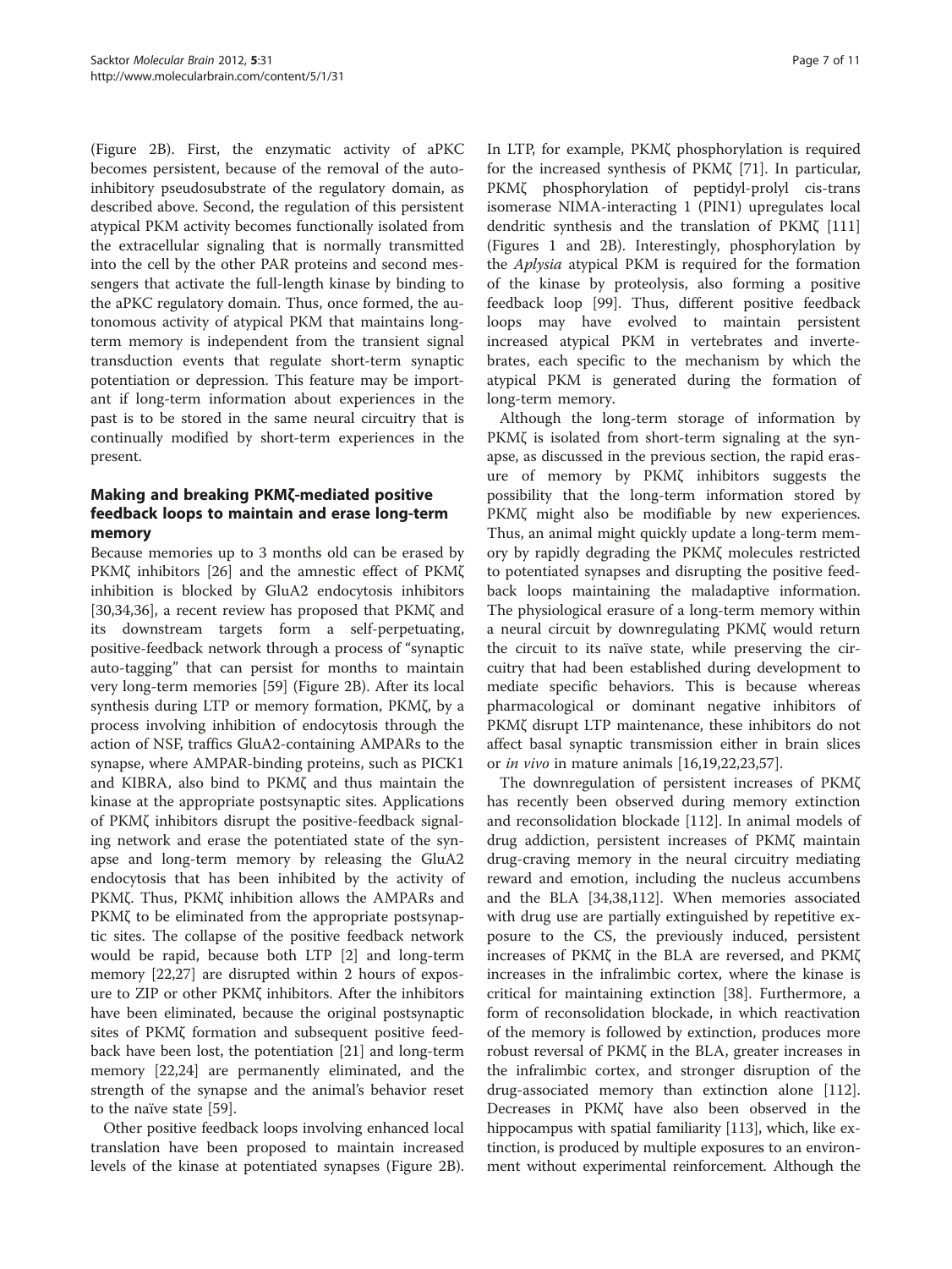(Figure 2B). First, the enzymatic activity of aPKC becomes persistent, because of the removal of the autoinhibitory pseudosubstrate of the regulatory domain, as described above. Second, the regulation of this persistent atypical PKM activity becomes functionally isolated from the extracellular signaling that is normally transmitted into the cell by the other PAR proteins and second messengers that activate the full-length kinase by binding to the aPKC regulatory domain. Thus, once formed, the autonomous activity of atypical PKM that maintains long-term memory is independent from the transient signal transduction events that regulate short-term synaptic potentiation or depression. This feature may be important if long-term information about experiences in the past is to be stored in the same neural circuitry that is continually modified by short-term experiences in the present.

## Making and breaking PKMζ-mediated positive feedback loops to maintain and erase long-term memory

Because memories up to 3 months old can be erased by PKMζ inhibitors [26] and the amnestic effect of PKMζ inhibition is blocked by GluA2 endocytosis inhibitors [30,34,36], a recent review has proposed that PKMζ and its downstream targets form a self-perpetuating, positive-feedback network through a process of "synaptic auto-tagging" that can persist for months to maintain very long-term memories [59] (Figure 2B). After its local synthesis during LTP or memory formation, PKMζ, by a process involving inhibition of endocytosis through the action of NSF, traffics GluA2-containing AMPARs to the synapse, where AMPAR-binding proteins, such as PICK1 and KIBRA, also bind to PKMζ and thus maintain the kinase at the appropriate postsynaptic sites. Applications of PKMζ inhibitors disrupt the positive-feedback signaling network and erase the potentiated state of the synapse and long-term memory by releasing the GluA2 endocytosis that has been inhibited by the activity of PKMζ. Thus, PKMζ inhibition allows the AMPARs and PKMζ to be eliminated from the appropriate postsynaptic sites. The collapse of the positive feedback network would be rapid, because both LTP [2] and long-term memory [22,27] are disrupted within 2 hours of exposure to ZIP or other PKMζ inhibitors. After the inhibitors have been eliminated, because the original postsynaptic sites of PKMζ formation and subsequent positive feedback have been lost, the potentiation [21] and long-term memory [22,24] are permanently eliminated, and the strength of the synapse and the animal's behavior reset to the naïve state [59].

Other positive feedback loops involving enhanced local translation have been proposed to maintain increased levels of the kinase at potentiated synapses (Figure 2B). In LTP, for example, PKMζ phosphorylation is required for the increased synthesis of PKMζ [71]. In particular, PKMζ phosphorylation of peptidyl-prolyl cis-trans isomerase NIMA-interacting 1 (PIN1) upregulates local dendritic synthesis and the translation of PKMζ [111] (Figures 1 and 2B). Interestingly, phosphorylation by the *Aplysia* atypical PKM is required for the formation of the kinase by proteolysis, also forming a positive feedback loop [99]. Thus, different positive feedback loops may have evolved to maintain persistent increased atypical PKM in vertebrates and invertebrates, each specific to the mechanism by which the atypical PKM is generated during the formation of long-term memory.

Although the long-term storage of information by PKMζ is isolated from short-term signaling at the synapse, as discussed in the previous section, the rapid erasure of memory by PKMζ inhibitors suggests the possibility that the long-term information stored by PKMζ might also be modifiable by new experiences. Thus, an animal might quickly update a long-term memory by rapidly degrading the PKMζ molecules restricted to potentiated synapses and disrupting the positive feedback loops maintaining the maladaptive information. The physiological erasure of a long-term memory within a neural circuit by downregulating PKMζ would return the circuit to its naïve state, while preserving the circuitry that had been established during development to mediate specific behaviors. This is because whereas pharmacological or dominant negative inhibitors of PKMζ disrupt LTP maintenance, these inhibitors do not affect basal synaptic transmission either in brain slices or *in vivo* in mature animals [16,19,22,23,57].

The downregulation of persistent increases of PKMζ has recently been observed during memory extinction and reconsolidation blockade [112]. In animal models of drug addiction, persistent increases of PKMζ maintain drug-craving memory in the neural circuitry mediating reward and emotion, including the nucleus accumbens and the BLA [34,38,112]. When memories associated with drug use are partially extinguished by repetitive exposure to the CS, the previously induced, persistent increases of PKMζ in the BLA are reversed, and PKMζ increases in the infralimbic cortex, where the kinase is critical for maintaining extinction [38]. Furthermore, a form of reconsolidation blockade, in which reactivation of the memory is followed by extinction, produces more robust reversal of PKMζ in the BLA, greater increases in the infralimbic cortex, and stronger disruption of the drug-associated memory than extinction alone [112]. Decreases in PKMζ have also been observed in the hippocampus with spatial familiarity [113], which, like extinction, is produced by multiple exposures to an environment without experimental reinforcement. Although the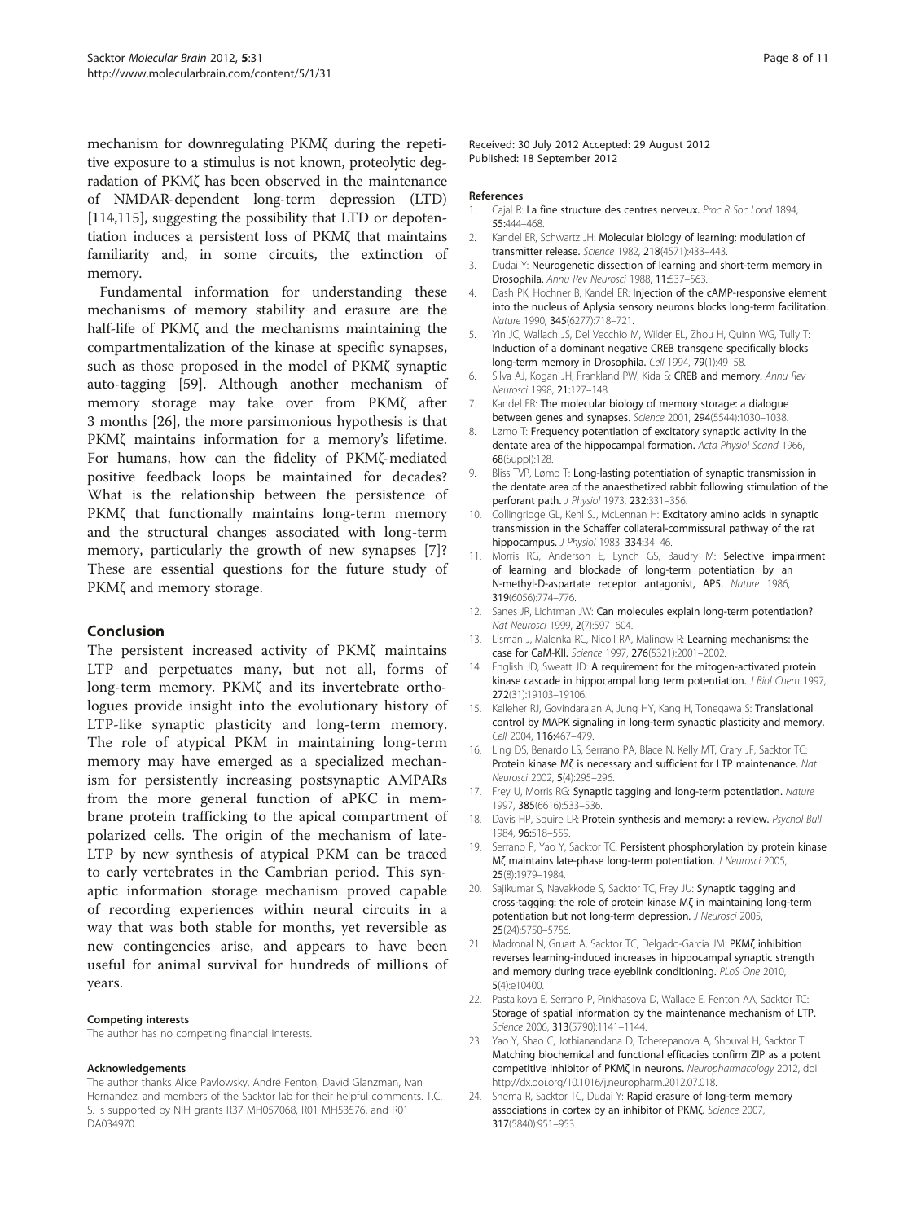mechanism for downregulating PKMζ during the repetitive exposure to a stimulus is not known, proteolytic degradation of PKMζ has been observed in the maintenance of NMDAR-dependent long-term depression (LTD) [114,115], suggesting the possibility that LTD or depotentiation induces a persistent loss of PKMζ that maintains familiarity and, in some circuits, the extinction of memory.

Fundamental information for understanding these mechanisms of memory stability and erasure are the half-life of PKMζ and the mechanisms maintaining the compartmentalization of the kinase at specific synapses, such as those proposed in the model of PKMζ synaptic auto-tagging [59]. Although another mechanism of memory storage may take over from PKMζ after 3 months [26], the more parsimonious hypothesis is that PKMζ maintains information for a memory's lifetime. For humans, how can the fidelity of PKMζ-mediated positive feedback loops be maintained for decades? What is the relationship between the persistence of PKMζ that functionally maintains long-term memory and the structural changes associated with long-term memory, particularly the growth of new synapses [7]? These are essential questions for the future study of PKMζ and memory storage.

## Conclusion

The persistent increased activity of PKMζ maintains LTP and perpetuates many, but not all, forms of long-term memory. PKMζ and its invertebrate orthologues provide insight into the evolutionary history of LTP-like synaptic plasticity and long-term memory. The role of atypical PKM in maintaining long-term memory may have emerged as a specialized mechanism for persistently increasing postsynaptic AMPARs from the more general function of aPKC in membrane protein trafficking to the apical compartment of polarized cells. The origin of the mechanism of late-LTP by new synthesis of atypical PKM can be traced to early vertebrates in the Cambrian period. This synaptic information storage mechanism proved capable of recording experiences within neural circuits in a way that was both stable for months, yet reversible as new contingencies arise, and appears to have been useful for animal survival for hundreds of millions of years.

#### Competing interests

The author has no competing financial interests.

#### Acknowledgements

The author thanks Alice Pavlowsky, André Fenton, David Glanzman, Ivan Hernandez, and members of the Sacktor lab for their helpful comments. T.C. S. is supported by NIH grants R37 MH057068, R01 MH53576, and R01 DA034970.

Received: 30 July 2012 Accepted: 29 August 2012
Published: 18 September 2012

#### References

1. Cajal R: **La fine structure des centres nerveux.** *Proc R Soc Lond* 1894, **55**:444–468.
2. Kandel ER, Schwartz JH: **Molecular biology of learning: modulation of transmitter release.** *Science* 1982, **218**(4571):433–443.
3. Dudai Y: **Neurogenetic dissection of learning and short-term memory in Drosophila.** *Annu Rev Neurosci* 1988, **11**:537–563.
4. Dash PK, Hochner B, Kandel ER: **Injection of the cAMP-responsive element into the nucleus of Aplysia sensory neurons blocks long-term facilitation.** *Nature* 1990, **345**(6277):718–721.
5. Yin JC, Wallach JS, Del Vecchio M, Wilder EL, Zhou H, Quinn WG, Tully T: **Induction of a dominant negative CREB transgene specifically blocks long-term memory in Drosophila.** *Cell* 1994, **79**(1):49–58.
6. Silva AJ, Kogan JH, Frankland PW, Kida S: **CREB and memory.** *Annu Rev Neurosci* 1998, **21**:127–148.
7. Kandel ER: **The molecular biology of memory storage: a dialogue between genes and synapses.** *Science* 2001, **294**(5544):1030–1038.
8. Lømo T: **Frequency potentiation of excitatory synaptic activity in the dentate area of the hippocampal formation.** *Acta Physiol Scand* 1966, **68**(Suppl):128.
9. Bliss TVP, Lømo T: **Long-lasting potentiation of synaptic transmission in the dentate area of the anaesthetized rabbit following stimulation of the perforant path.** *J Physiol* 1973, **232**:331–356.
10. Collingridge GL, Kehl SJ, McLennan H: **Excitatory amino acids in synaptic transmission in the Schaffer collateral-commissural pathway of the rat hippocampus.** *J Physiol* 1983, **334**:34–46.
11. Morris RG, Anderson E, Lynch GS, Baudry M: **Selective impairment of learning and blockade of long-term potentiation by an N-methyl-D-aspartate receptor antagonist, AP5.** *Nature* 1986, **319**(6056):774–776.
12. Sanes JR, Lichtman JW: **Can molecules explain long-term potentiation?** *Nat Neurosci* 1999, **2**(7):597–604.
13. Lisman J, Malenka RC, Nicoll RA, Malinow R: **Learning mechanisms: the case for CaM-KII.** *Science* 1997, **276**(5321):2001–2002.
14. English JD, Sweatt JD: **A requirement for the mitogen-activated protein kinase cascade in hippocampal long term potentiation.** *J Biol Chem* 1997, **272**(31):19103–19106.
15. Kelleher RJ, Govindarajan A, Jung HY, Kang H, Tonegawa S: **Translational control by MAPK signaling in long-term synaptic plasticity and memory.** *Cell* 2004, **116**:467–479.
16. Ling DS, Benardo LS, Serrano PA, Blace N, Kelly MT, Crary JF, Sacktor TC: **Protein kinase Mζ is necessary and sufficient for LTP maintenance.** *Nat Neurosci* 2002, **5**(4):295–296.
17. Frey U, Morris RG: **Synaptic tagging and long-term potentiation.** *Nature* 1997, **385**(6616):533–536.
18. Davis HP, Squire LR: **Protein synthesis and memory: a review.** *Psychol Bull* 1984, **96**:518–559.
19. Serrano P, Yao Y, Sacktor TC: **Persistent phosphorylation by protein kinase Mζ maintains late-phase long-term potentiation.** *J Neurosci* 2005, **25**(8):1979–1984.
20. Sajikumar S, Navakkode S, Sacktor TC, Frey JU: **Synaptic tagging and cross-tagging: the role of protein kinase Mζ in maintaining long-term potentiation but not long-term depression.** *J Neurosci* 2005, **25**(24):5750–5756.
21. Madronal N, Gruart A, Sacktor TC, Delgado-Garcia JM: **PKMζ inhibition reverses learning-induced increases in hippocampal synaptic strength and memory during trace eyeblink conditioning.** *PLoS One* 2010, **5**(4):e10400.
22. Pastalkova E, Serrano P, Pinkhasova D, Wallace E, Fenton AA, Sacktor TC: **Storage of spatial information by the maintenance mechanism of LTP.** *Science* 2006, **313**(5790):1141–1144.
23. Yao Y, Shao C, Jothianandana D, Tcherepanova A, Shouval H, Sacktor T: **Matching biochemical and functional efficacies confirm ZIP as a potent competitive inhibitor of PKMζ in neurons.** *Neuropharmacology* 2012, doi: http://dx.doi.org/10.1016/j.neuropharm.2012.07.018.
24. Shema R, Sacktor TC, Dudai Y: **Rapid erasure of long-term memory associations in cortex by an inhibitor of PKMζ.** *Science* 2007, **317**(5840):951–953.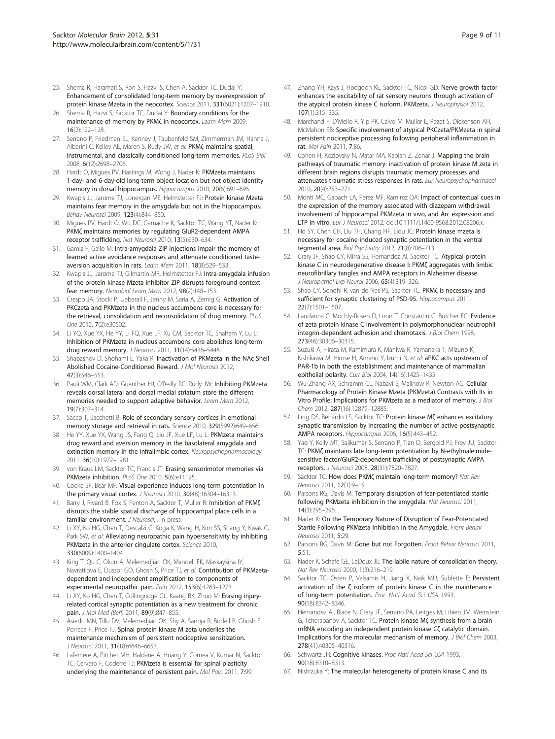25. Shema R, Haramati S, Ron S, Hazvi S, Chen A, Sacktor TC, Dudai Y: **Enhancement of consolidated long-term memory by overexpression of protein kinase Mzeta in the neocortex.** *Science* 2011, **331**(6021):1207–1210.
26. Shema R, Hazvi S, Sacktor TC, Dudai Y: **Boundary conditions for the maintenance of memory by PKMζ in neocortex.** *Learn Mem* 2009, **16**(2):122–128.
27. Serrano P, Friedman EL, Kenney J, Taubenfeld SM, Zimmerman JM, Hanna J, Alberini C, Kelley AE, Maren S, Rudy JW, *et al*: **PKMζ maintains spatial, instrumental, and classically conditioned long-term memories.** *PLoS Biol* 2008, **6**(12):2698–2706.
28. Hardt O, Migues PV, Hastings M, Wong J, Nader K: **PKMzeta maintains 1-day- and 6-day-old long-term object location but not object identity memory in dorsal hippocampus.** *Hippocampus* 2010, **20**(6):691–695.
29. Kwapis JL, Jarome TJ, Lonergan ME, Helmstetter FJ: **Protein kinase Mzeta maintains fear memory in the amygdala but not in the hippocampus.** *Behav Neurosci* 2009, **123**(4):844–850.
30. Migues PV, Hardt O, Wu DC, Gamache K, Sacktor TC, Wang YT, Nader K: **PKMζ maintains memories by regulating GluR2-dependent AMPA receptor trafficking.** *Nat Neurosci* 2010, **13**(5):630–634.
31. Gamiz F, Gallo M: **Intra-amygdala ZIP injections impair the memory of learned active avoidance responses and attenuate conditioned taste-aversion acquisition in rats.** *Learn Mem* 2011, **18**(8):529–533.
32. Kwapis JL, Jarome TJ, Gilmartin MR, Helmstetter FJ: **Intra-amygdala infusion of the protein kinase Mzeta inhibitor ZIP disrupts foreground context fear memory.** *Neurobiol Learn Mem* 2012, **98**(2):148–153.
33. Crespo JA, Stockl P, Ueberall F, Jenny M, Saria A, Zernig G: **Activation of PKCzeta and PKMzeta in the nucleus accumbens core is necessary for the retrieval, consolidation and reconsolidation of drug memory.** *PLoS One* 2012, **7**(2):e30502.
34. Li YQ, Xue YX, He YY, Li FQ, Xue LF, Xu CM, Sacktor TC, Shaham Y, Lu L: **Inhibition of PKMzeta in nucleus accumbens core abolishes long-term drug reward memory.** *J Neurosci* 2011, **31**(14):5436–5446.
35. Shabashov D, Shohami E, Yaka R: **Inactivation of PKMzeta in the NAc Shell Abolished Cocaine-Conditioned Reward.** *J Mol Neurosci* 2012, **47**(3):546–553.
36. Pauli WM, Clark AD, Guenther HJ, O'Reilly RC, Rudy JW: **Inhibiting PKMzeta reveals dorsal lateral and dorsal medial striatum store the different memories needed to support adaptive behavior.** *Learn Mem* 2012, **19**(7):307–314.
37. Sacco T, Sacchetti B: **Role of secondary sensory cortices in emotional memory storage and retrieval in rats.** *Science* 2010, **329**(5992):649–656.
38. He YY, Xue YX, Wang JS, Fang Q, Liu JF, Xue LF, Lu L: **PKMzeta maintains drug reward and aversion memory in the basolateral amygdala and extinction memory in the infralimbic cortex.** *Neuropsychopharmacology* 2011, **36**(10):1972–1981.
39. von Kraus LM, Sacktor TC, Francis JT: **Erasing sensorimotor memories via PKMzeta inhibition.** *PLoS One* 2010, **5**(6):e11125.
40. Cooke SF, Bear MF: **Visual experience induces long-term potentiation in the primary visual cortex.** *J Neurosci* 2010, **30**(48):16304–16313.
41. Barry J, Rivard B, Fox S, Fenton A, Sacktor T, Muller R: **Inhibition of PKMζ disrupts the stable spatial discharge of hippocampal place cells in a familiar environment.** *J Neurosci*, . in press.
42. Li XY, Ko HG, Chen T, Descalzi G, Koga K, Wang H, Kim SS, Shang Y, Kwak C, Park SW, *et al*: **Alleviating neuropathic pain hypersensitivity by inhibiting PKMzeta in the anterior cingulate cortex.** *Science* 2010, **330**(6009):1400–1404.
43. King T, Qu C, Okun A, Melemedjian OK, Mandell EK, Maskaykina IY, Navratilova E, Dussor GO, Ghosh S, Price TJ, *et al*: **Contribution of PKMzeta-dependent and independent amplification to components of experimental neuropathic pain.** *Pain* 2012, **153**(6):1263–1273.
44. Li XY, Ko HG, Chen T, Collingridge GL, Kaang BK, Zhuo M: **Erasing injury-related cortical synaptic potentiation as a new treatment for chronic pain.** *J Mol Med (Berl)* 2011, **89**(9):847–855.
45. Asiedu MN, Tillu DV, Melemedjian OK, Shy A, Sanoja R, Bodell B, Ghosh S, Porreca F, Price TJ: **Spinal protein kinase M zeta underlies the maintenance mechanism of persistent nociceptive sensitization.** *J Neurosci* 2011, **31**(18):6646–6653.
46. Laferriere A, Pitcher MH, Haldane A, Huang Y, Cornea V, Kumar N, Sacktor TC, Cervero F, Coderre TJ: **PKMzeta is essential for spinal plasticity underlying the maintenance of persistent pain.** *Mol Pain* 2011, **7**:99.
47. Zhang YH, Kays J, Hodgdon KE, Sacktor TC, Nicol GD: **Nerve growth factor enhances the excitability of rat sensory neurons through activation of the atypical protein kinase C isoform, PKMzeta.** *J Neurophysiol* 2012, **107**(1):315–335.
48. Marchand F, D'Mello R, Yip PK, Calvo M, Muller E, Pezet S, Dickenson AH, McMahon SB: **Specific involvement of atypical PKCzeta/PKMzeta in spinal persistent nociceptive processing following peripheral inflammation in rat.** *Mol Pain* 2011, **7**:86.
49. Cohen H, Kozlovsky N, Matar MA, Kaplan Z, Zohar J: **Mapping the brain pathways of traumatic memory: inactivation of protein kinase M zeta in different brain regions disrupts traumatic memory processes and attenuates traumatic stress responses in rats.** *Eur Neuropsychopharmacol* 2010, **20**(4):253–271.
50. Monti MC, Gabach LA, Perez MF, Ramirez OA: **Impact of contextual cues in the expression of the memory associated with diazepam withdrawal: involvement of hippocampal PKMzeta in vivo, and Arc expression and LTP in vitro.** *Eur J Neurosci* 2012, doi:10.1111/j.1460-9568.2012.08206.x.
51. Ho SY, Chen CH, Liu TH, Chang HF, Liou JC: **Protein kinase mzeta is necessary for cocaine-induced synaptic potentiation in the ventral tegmental area.** *Biol Psychiatry* 2012, **71**(8):706–713.
52. Crary JF, Shao CY, Mirra SS, Hernandez AI, Sacktor TC: **Atypical protein kinase C in neurodegenerative disease I: PKMζ aggregates with limbic neurofibrillary tangles and AMPA receptors in Alzheimer disease.** *J Neuropathol Exp Neurol* 2006, **65**(4):319–326.
53. Shao CY, Sondhi R, van de Nes PS, Sacktor TC: **PKMζ is necessary and sufficient for synaptic clustering of PSD-95.** *Hippocampus* 2011, **22**(7):1501–1507.
54. Laudanna C, Mochly-Rosen D, Liron T, Constantin G, Butcher EC: **Evidence of zeta protein kinase C involvement in polymorphonuclear neutrophil integrin-dependent adhesion and chemotaxis.** *J Biol Chem* 1998, **273**(46):30306–30315.
55. Suzuki A, Hirata M, Kamimura K, Maniwa R, Yamanaka T, Mizuno K, Kishikawa M, Hirose H, Amano Y, Izumi N, *et al*: **aPKC acts upstream of PAR-1b in both the establishment and maintenance of mammalian epithelial polarity.** *Curr Biol* 2004, **14**(16):1425–1435.
56. Wu-Zhang AX, Schramm CL, Nabavi S, Malinow R, Newton AC: **Cellular Pharmacology of Protein Kinase Mzeta (PKMzeta) Contrasts with Its in Vitro Profile: Implications for PKMzeta as a mediator of memory.** *J Biol Chem* 2012, **287**(16):12879–12885.
57. Ling DS, Benardo LS, Sacktor TC: **Protein kinase Mζ enhances excitatory synaptic transmission by increasing the number of active postsynaptic AMPA receptors.** *Hippocampus* 2006, **16**(5):443–452.
58. Yao Y, Kelly MT, Sajikumar S, Serrano P, Tian D, Bergold PJ, Frey JU, Sacktor TC: **PKMζ maintains late long-term potentiation by N-ethylmaleimide-sensitive factor/GluR2-dependent trafficking of postsynaptic AMPA receptors.** *J Neurosci* 2008, **28**(31):7820–7827.
59. Sacktor TC: **How does PKMζ maintain long-term memory?** *Nat Rev Neurosci* 2011, **12**(1):9–15.
60. Parsons RG, Davis M: **Temporary disruption of fear-potentiated startle following PKMzeta inhibition in the amygdala.** *Nat Neurosci* 2011, **14**(3):295–296.
61. Nader K: **On the Temporary Nature of Disruption of Fear-Potentiated Startle Following PKMzeta Inhibition in the Amygdale.** *Front Behav Neurosci* 2011, **5**:29.
62. Parsons RG, Davis M: **Gone but not Forgotten.** *Front Behav Neurosci* 2011, **5**:51.
63. Nader K, Schafe GE, LeDoux JE: **The labile nature of consolidation theory.** *Nat Rev Neurosci* 2000, **1**(3):216–219.
64. Sacktor TC, Osten P, Valsamis H, Jiang X, Naik MU, Sublette E: **Persistent activation of the ζ isoform of protein kinase C in the maintenance of long-term potentiation.** *Proc Natl Acad Sci USA* 1993, **90**(18):8342–8346.
65. Hernandez AI, Blace N, Crary JF, Serrano PA, Leitges M, Libien JM, Weinstein G, Tcherapanov A, Sacktor TC: **Protein kinase Mζ synthesis from a brain mRNA encoding an independent protein kinase Cζ catalytic domain. Implications for the molecular mechanism of memory.** *J Biol Chem* 2003, **278**(41):40305–40316.
66. Schwartz JH: **Cognitive kinases.** *Proc Natl Acad Sci USA* 1993, **90**(18):8310–8313.
67. Nishizuka Y: **The molecular heterogeneity of protein kinase C and its**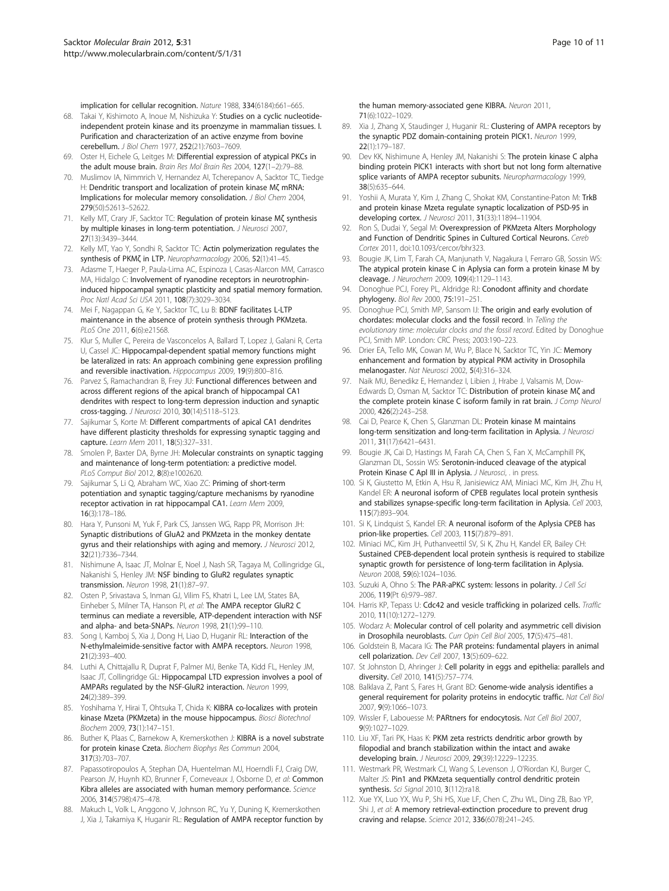implication for cellular recognition. *Nature* 1988, **334**(6184):661–665.

68. Takai Y, Kishimoto A, Inoue M, Nishizuka Y: **Studies on a cyclic nucleotide-independent protein kinase and its proenzyme in mammalian tissues. I. Purification and characterization of an active enzyme from bovine cerebellum.** *J Biol Chem* 1977, **252**(21):7603–7609.
69. Oster H, Eichele G, Leitges M: **Differential expression of atypical PKCs in the adult mouse brain.** *Brain Res Mol Brain Res* 2004, **127**(1–2):79–88.
70. Muslimov IA, Nimmrich V, Hernandez AI, Tcherepanov A, Sacktor TC, Tiedge H: **Dendritic transport and localization of protein kinase Mζ mRNA: Implications for molecular memory consolidation.** *J Biol Chem* 2004, **279**(50):52613–52622.
71. Kelly MT, Crary JF, Sacktor TC: **Regulation of protein kinase Mζ synthesis by multiple kinases in long-term potentiation.** *J Neurosci* 2007, **27**(13):3439–3444.
72. Kelly MT, Yao Y, Sondhi R, Sacktor TC: **Actin polymerization regulates the synthesis of PKMζ in LTP.** *Neuropharmacology* 2006, **52**(1):41–45.
73. Adasme T, Haeger P, Paula-Lima AC, Espinoza I, Casas-Alarcon MM, Carrasco MA, Hidalgo C: **Involvement of ryanodine receptors in neurotrophin-induced hippocampal synaptic plasticity and spatial memory formation.** *Proc Natl Acad Sci USA* 2011, **108**(7):3029–3034.
74. Mei F, Nagappan G, Ke Y, Sacktor TC, Lu B: **BDNF facilitates L-LTP maintenance in the absence of protein synthesis through PKMzeta.** *PLoS One* 2011, **6**(6):e21568.
75. Klur S, Muller C, Pereira de Vasconcelos A, Ballard T, Lopez J, Galani R, Certa U, Cassel JC: **Hippocampal-dependent spatial memory functions might be lateralized in rats: An approach combining gene expression profiling and reversible inactivation.** *Hippocampus* 2009, **19**(9):800–816.
76. Parvez S, Ramachandran B, Frey JU: **Functional differences between and across different regions of the apical branch of hippocampal CA1 dendrites with respect to long-term depression induction and synaptic cross-tagging.** *J Neurosci* 2010, **30**(14):5118–5123.
77. Sajikumar S, Korte M: **Different compartments of apical CA1 dendrites have different plasticity thresholds for expressing synaptic tagging and capture.** *Learn Mem* 2011, **18**(5):327–331.
78. Smolen P, Baxter DA, Byrne JH: **Molecular constraints on synaptic tagging and maintenance of long-term potentiation: a predictive model.** *PLoS Comput Biol* 2012, **8**(8):e1002620.
79. Sajikumar S, Li Q, Abraham WC, Xiao ZC: **Priming of short-term potentiation and synaptic tagging/capture mechanisms by ryanodine receptor activation in rat hippocampal CA1.** *Learn Mem* 2009, **16**(3):178–186.
80. Hara Y, Punsoni M, Yuk F, Park CS, Janssen WG, Rapp PR, Morrison JH: **Synaptic distributions of GluA2 and PKMzeta in the monkey dentate gyrus and their relationships with aging and memory.** *J Neurosci* 2012, **32**(21):7336–7344.
81. Nishimune A, Isaac JT, Molnar E, Noel J, Nash SR, Tagaya M, Collingridge GL, Nakanishi S, Henley JM: **NSF binding to GluR2 regulates synaptic transmission.** *Neuron* 1998, **21**(1):87–97.
82. Osten P, Srivastava S, Inman GJ, Vilim FS, Khatri L, Lee LM, States BA, Einheber S, Milner TA, Hanson PI, *et al*: **The AMPA receptor GluR2 C terminus can mediate a reversible, ATP-dependent interaction with NSF and alpha- and beta-SNAPs.** *Neuron* 1998, **21**(1):99–110.
83. Song I, Kamboj S, Xia J, Dong H, Liao D, Huganir RL: **Interaction of the N-ethylmaleimide-sensitive factor with AMPA receptors.** *Neuron* 1998, **21**(2):393–400.
84. Luthi A, Chittajallu R, Duprat F, Palmer MJ, Benke TA, Kidd FL, Henley JM, Isaac JT, Collingridge GL: **Hippocampal LTD expression involves a pool of AMPARs regulated by the NSF-GluR2 interaction.** *Neuron* 1999, **24**(2):389–399.
85. Yoshihama Y, Hirai T, Ohtsuka T, Chida K: **KIBRA co-localizes with protein kinase Mzeta (PKMzeta) in the mouse hippocampus.** *Biosci Biotechnol Biochem* 2009, **73**(1):147–151.
86. Buther K, Plaas C, Barnekow A, Kremerskothen J: **KIBRA is a novel substrate for protein kinase Czeta.** *Biochem Biophys Res Commun* 2004, **317**(3):703–707.
87. Papassotiropoulos A, Stephan DA, Huentelman MJ, Hoerndli FJ, Craig DW, Pearson JV, Huynh KD, Brunner F, Corneveaux J, Osborne D, *et al*: **Common Kibra alleles are associated with human memory performance.** *Science* 2006, **314**(5798):475–478.
88. Makuch L, Volk L, Anggono V, Johnson RC, Yu Y, Duning K, Kremerskothen J, Xia J, Takamiya K, Huganir RL: **Regulation of AMPA receptor function by the human memory-associated gene KIBRA.** *Neuron* 2011, **71**(6):1022–1029.
89. Xia J, Zhang X, Staudinger J, Huganir RL: **Clustering of AMPA receptors by the synaptic PDZ domain-containing protein PICK1.** *Neuron* 1999, **22**(1):179–187.
90. Dev KK, Nishimune A, Henley JM, Nakanishi S: **The protein kinase C alpha binding protein PICK1 interacts with short but not long form alternative splice variants of AMPA receptor subunits.** *Neuropharmacology* 1999, **38**(5):635–644.
91. Yoshii A, Murata Y, Kim J, Zhang C, Shokat KM, Constantine-Paton M: **TrkB and protein kinase Mzeta regulate synaptic localization of PSD-95 in developing cortex.** *J Neurosci* 2011, **31**(33):11894–11904.
92. Ron S, Dudai Y, Segal M: **Overexpression of PKMzeta Alters Morphology and Function of Dendritic Spines in Cultured Cortical Neurons.** *Cereb Cortex* 2011, doi:10.1093/cercor/bhr323.
93. Bougie JK, Lim T, Farah CA, Manjunath V, Nagakura I, Ferraro GB, Sossin WS: **The atypical protein kinase C in Aplysia can form a protein kinase M by cleavage.** *J Neurochem* 2009, **109**(4):1129–1143.
94. Donoghue PCJ, Forey PL, Aldridge RJ: **Conodont affinity and chordate phylogeny.** *Biol Rev* 2000, **75**:191–251.
95. Donoghue PCJ, Smith MP, Sansom IJ: **The origin and early evolution of chordates: molecular clocks and the fossil record.** In *Telling the evolutionary time: molecular clocks and the fossil record*. Edited by Donoghue PCJ, Smith MP. London: CRC Press; 2003:190–223.
96. Drier EA, Tello MK, Cowan M, Wu P, Blace N, Sacktor TC, Yin JC: **Memory enhancement and formation by atypical PKM activity in Drosophila melanogaster.** *Nat Neurosci* 2002, **5**(4):316–324.
97. Naik MU, Benedikz E, Hernandez I, Libien J, Hrabe J, Valsamis M, Dow-Edwards D, Osman M, Sacktor TC: **Distribution of protein kinase Mζ and the complete protein kinase C isoform family in rat brain.** *J Comp Neurol* 2000, **426**(2):243–258.
98. Cai D, Pearce K, Chen S, Glanzman DL: **Protein kinase M maintains long-term sensitization and long-term facilitation in Aplysia.** *J Neurosci* 2011, **31**(17):6421–6431.
99. Bougie JK, Cai D, Hastings M, Farah CA, Chen S, Fan X, McCamphill PK, Glanzman DL, Sossin WS: **Serotonin-induced cleavage of the atypical Protein Kinase C Apl III in Aplysia.** *J Neurosci*, . in press.
100. Si K, Giustetto M, Etkin A, Hsu R, Janisiewicz AM, Miniaci MC, Kim JH, Zhu H, Kandel ER: **A neuronal isoform of CPEB regulates local protein synthesis and stabilizes synapse-specific long-term facilitation in Aplysia.** *Cell* 2003, **115**(7):893–904.
101. Si K, Lindquist S, Kandel ER: **A neuronal isoform of the Aplysia CPEB has prion-like properties.** *Cell* 2003, **115**(7):879–891.
102. Miniaci MC, Kim JH, Puthanveettil SV, Si K, Zhu H, Kandel ER, Bailey CH: **Sustained CPEB-dependent local protein synthesis is required to stabilize synaptic growth for persistence of long-term facilitation in Aplysia.** *Neuron* 2008, **59**(6):1024–1036.
103. Suzuki A, Ohno S: **The PAR-aPKC system: lessons in polarity.** *J Cell Sci* 2006, **119**(Pt 6):979–987.
104. Harris KP, Tepass U: **Cdc42 and vesicle trafficking in polarized cells.** *Traffic* 2010, **11**(10):1272–1279.
105. Wodarz A: **Molecular control of cell polarity and asymmetric cell division in Drosophila neuroblasts.** *Curr Opin Cell Biol* 2005, **17**(5):475–481.
106. Goldstein B, Macara IG: **The PAR proteins: fundamental players in animal cell polarization.** *Dev Cell* 2007, **13**(5):609–622.
107. St Johnston D, Ahringer J: **Cell polarity in eggs and epithelia: parallels and diversity.** *Cell* 2010, **141**(5):757–774.
108. Balklava Z, Pant S, Fares H, Grant BD: **Genome-wide analysis identifies a general requirement for polarity proteins in endocytic traffic.** *Nat Cell Biol* 2007, **9**(9):1066–1073.
109. Wissler F, Labouesse M: **PARtners for endocytosis.** *Nat Cell Biol* 2007, **9**(9):1027–1029.
110. Liu XF, Tari PK, Haas K: **PKM zeta restricts dendritic arbor growth by filopodial and branch stabilization within the intact and awake developing brain.** *J Neurosci* 2009, **29**(39):12229–12235.
111. Westmark PR, Westmark CJ, Wang S, Levenson J, O'Riordan KJ, Burger C, Malter JS: **Pin1 and PKMzeta sequentially control dendritic protein synthesis.** *Sci Signal* 2010, **3**(112):ra18.
112. Xue YX, Luo YX, Wu P, Shi HS, Xue LF, Chen C, Zhu WL, Ding ZB, Bao YP, Shi J, *et al*: **A memory retrieval-extinction procedure to prevent drug craving and relapse.** *Science* 2012, **336**(6078):241–245.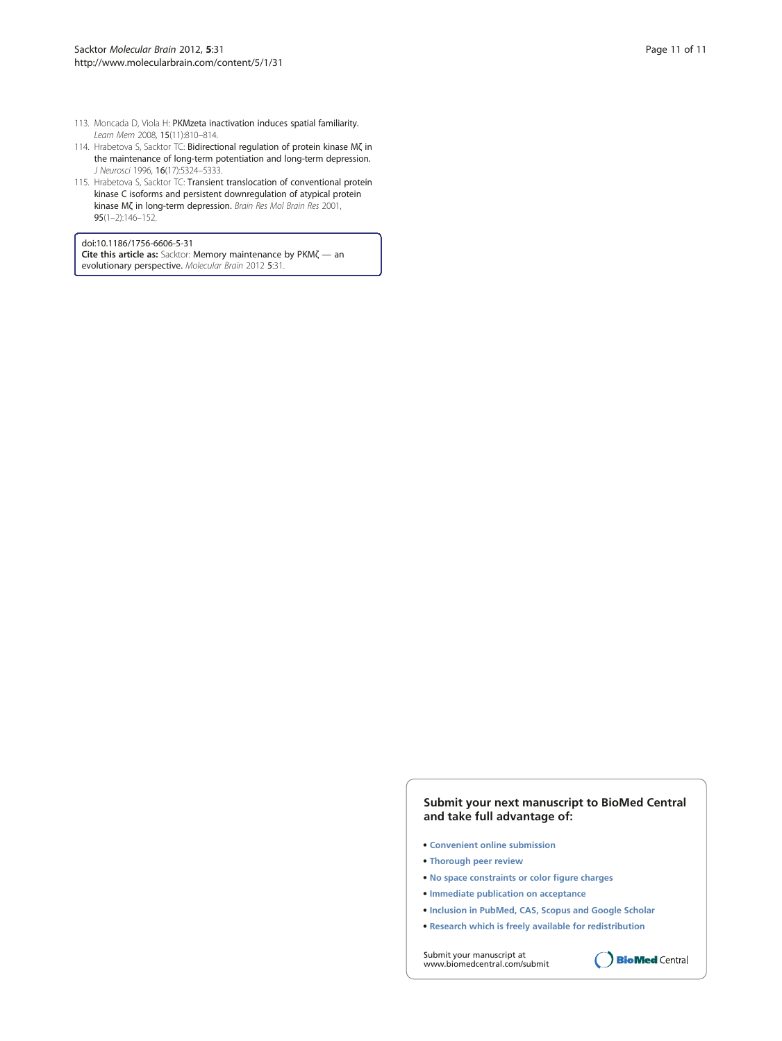113. Moncada D, Viola H: **PKMzeta inactivation induces spatial familiarity.** *Learn Mem* 2008, **15**(11):810–814.
114. Hrabetova S, Sacktor TC: **Bidirectional regulation of protein kinase Mζ in the maintenance of long-term potentiation and long-term depression.** *J Neurosci* 1996, **16**(17):5324–5333.
115. Hrabetova S, Sacktor TC: **Transient translocation of conventional protein kinase C isoforms and persistent downregulation of atypical protein kinase Mζ in long-term depression.** *Brain Res Mol Brain Res* 2001, **95**(1–2):146–152.

doi:10.1186/1756-6606-5-31
**Cite this article as:** Sacktor: Memory maintenance by PKMζ — an evolutionary perspective. *Molecular Brain* 2012 **5**:31.

**Submit your next manuscript to BioMed Central and take full advantage of:**

- **Convenient online submission**
- **Thorough peer review**
- **No space constraints or color figure charges**
- **Immediate publication on acceptance**
- **Inclusion in PubMed, CAS, Scopus and Google Scholar**
- **Research which is freely available for redistribution**

Submit your manuscript at
www.biomedcentral.com/submit

BioMed Central